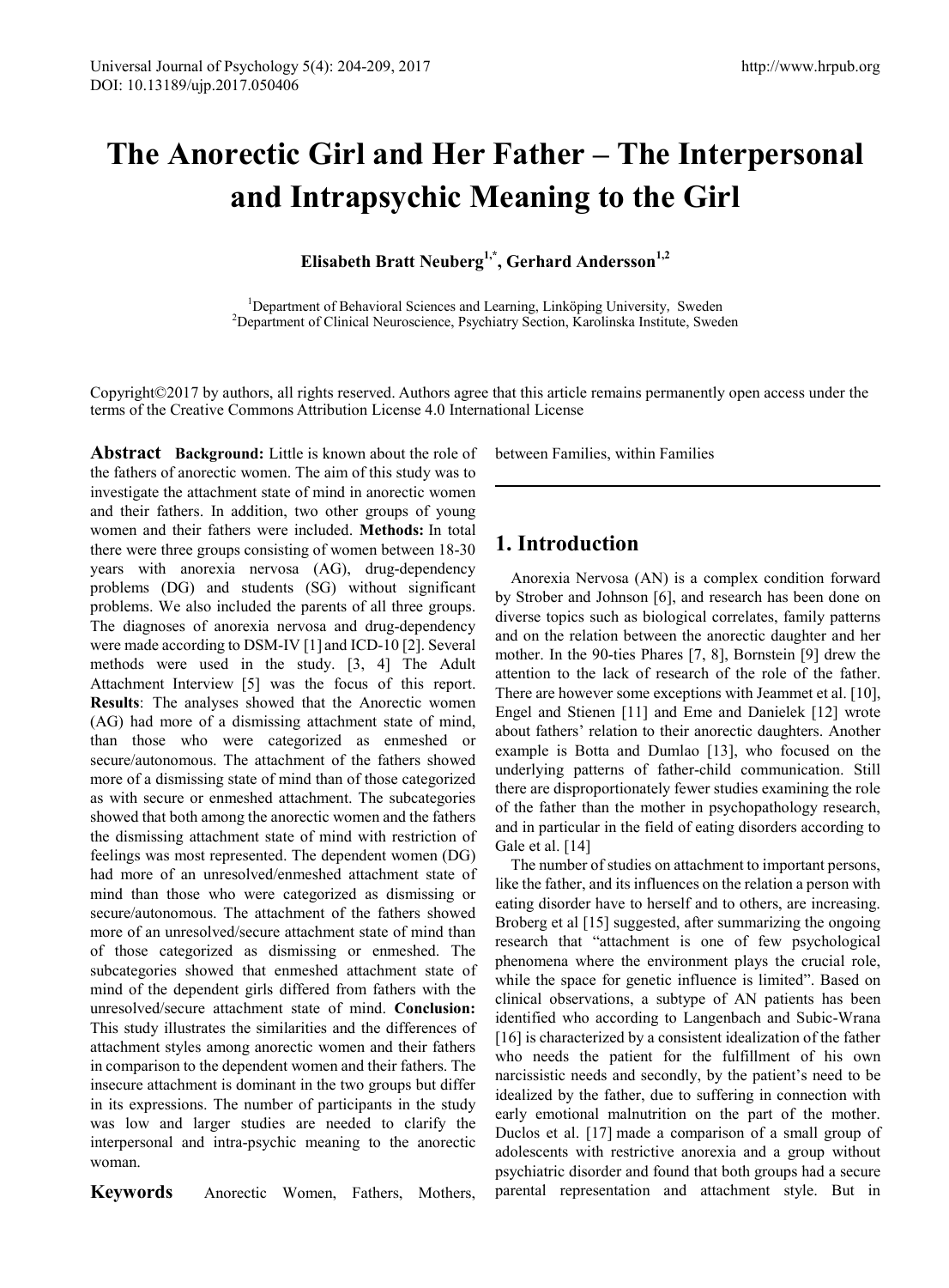# The Anorectic Girl and Her Father – The Interpersonal and Intrapsychic Meaning to the Girl

**Elisabeth Bratt Neuberg[1,*], Gerhard Andersson[1,2]**

[1]Department of Behavioral Sciences and Learning, Linköping University, Sweden
[2]Department of Clinical Neuroscience, Psychiatry Section, Karolinska Institute, Sweden

Copyright©2017 by authors, all rights reserved. Authors agree that this article remains permanently open access under the terms of the Creative Commons Attribution License 4.0 International License

**Abstract** **Background:** Little is known about the role of the fathers of anorectic women. The aim of this study was to investigate the attachment state of mind in anorectic women and their fathers. In addition, two other groups of young women and their fathers were included. **Methods:** In total there were three groups consisting of women between 18-30 years with anorexia nervosa (AG), drug-dependency problems (DG) and students (SG) without significant problems. We also included the parents of all three groups. The diagnoses of anorexia nervosa and drug-dependency were made according to DSM-IV [1] and ICD-10 [2]. Several methods were used in the study. [3, 4] The Adult Attachment Interview [5] was the focus of this report. **Results**: The analyses showed that the Anorectic women (AG) had more of a dismissing attachment state of mind, than those who were categorized as enmeshed or secure/autonomous. The attachment of the fathers showed more of a dismissing state of mind than of those categorized as with secure or enmeshed attachment. The subcategories showed that both among the anorectic women and the fathers the dismissing attachment state of mind with restriction of feelings was most represented. The dependent women (DG) had more of an unresolved/enmeshed attachment state of mind than those who were categorized as dismissing or secure/autonomous. The attachment of the fathers showed more of an unresolved/secure attachment state of mind than of those categorized as dismissing or enmeshed. The subcategories showed that enmeshed attachment state of mind of the dependent girls differed from fathers with the unresolved/secure attachment state of mind. **Conclusion:** This study illustrates the similarities and the differences of attachment styles among anorectic women and their fathers in comparison to the dependent women and their fathers. The insecure attachment is dominant in the two groups but differ in its expressions. The number of participants in the study was low and larger studies are needed to clarify the interpersonal and intra-psychic meaning to the anorectic woman.

**Keywords** Anorectic Women, Fathers, Mothers, between Families, within Families

## 1. Introduction

Anorexia Nervosa (AN) is a complex condition forward by Strober and Johnson [6], and research has been done on diverse topics such as biological correlates, family patterns and on the relation between the anorectic daughter and her mother. In the 90-ties Phares [7, 8], Bornstein [9] drew the attention to the lack of research of the role of the father. There are however some exceptions with Jeammet et al. [10], Engel and Stienen [11] and Eme and Danielek [12] wrote about fathers' relation to their anorectic daughters. Another example is Botta and Dumlao [13], who focused on the underlying patterns of father-child communication. Still there are disproportionately fewer studies examining the role of the father than the mother in psychopathology research, and in particular in the field of eating disorders according to Gale et al. [14]

The number of studies on attachment to important persons, like the father, and its influences on the relation a person with eating disorder have to herself and to others, are increasing. Broberg et al [15] suggested, after summarizing the ongoing research that "attachment is one of few psychological phenomena where the environment plays the crucial role, while the space for genetic influence is limited". Based on clinical observations, a subtype of AN patients has been identified who according to Langenbach and Subic-Wrana [16] is characterized by a consistent idealization of the father who needs the patient for the fulfillment of his own narcissistic needs and secondly, by the patient's need to be idealized by the father, due to suffering in connection with early emotional malnutrition on the part of the mother. Duclos et al. [17] made a comparison of a small group of adolescents with restrictive anorexia and a group without psychiatric disorder and found that both groups had a secure parental representation and attachment style. But in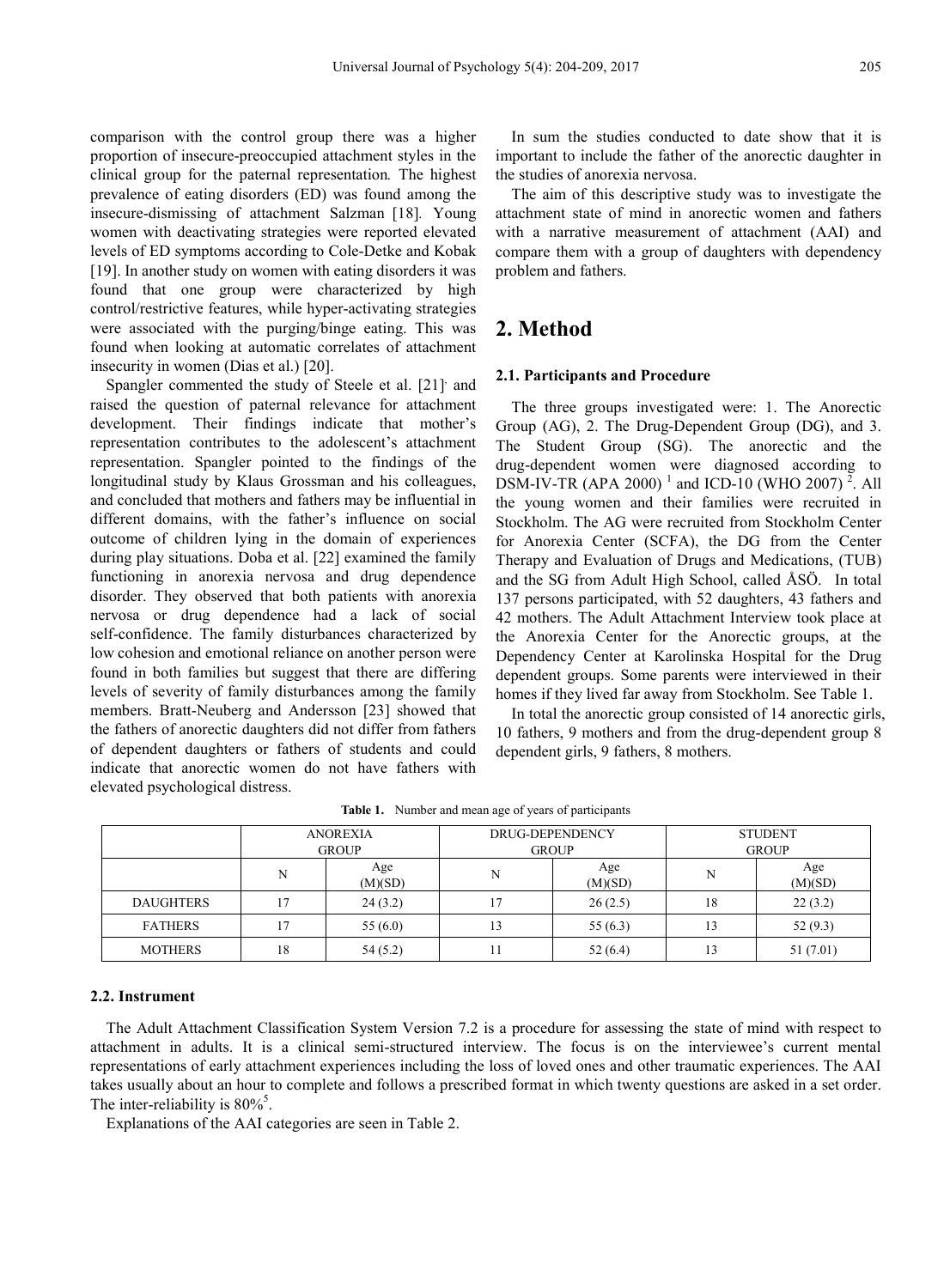comparison with the control group there was a higher proportion of insecure-preoccupied attachment styles in the clinical group for the paternal representation. The highest prevalence of eating disorders (ED) was found among the insecure-dismissing of attachment Salzman [18]. Young women with deactivating strategies were reported elevated levels of ED symptoms according to Cole-Detke and Kobak [19]. In another study on women with eating disorders it was found that one group were characterized by high control/restrictive features, while hyper-activating strategies were associated with the purging/binge eating. This was found when looking at automatic correlates of attachment insecurity in women (Dias et al.) [20].

Spangler commented the study of Steele et al. [21]. and raised the question of paternal relevance for attachment development. Their findings indicate that mother's representation contributes to the adolescent's attachment representation. Spangler pointed to the findings of the longitudinal study by Klaus Grossman and his colleagues, and concluded that mothers and fathers may be influential in different domains, with the father's influence on social outcome of children lying in the domain of experiences during play situations. Doba et al. [22] examined the family functioning in anorexia nervosa and drug dependence disorder. They observed that both patients with anorexia nervosa or drug dependence had a lack of social self-confidence. The family disturbances characterized by low cohesion and emotional reliance on another person were found in both families but suggest that there are differing levels of severity of family disturbances among the family members. Bratt-Neuberg and Andersson [23] showed that the fathers of anorectic daughters did not differ from fathers of dependent daughters or fathers of students and could indicate that anorectic women do not have fathers with elevated psychological distress.

In sum the studies conducted to date show that it is important to include the father of the anorectic daughter in the studies of anorexia nervosa.

The aim of this descriptive study was to investigate the attachment state of mind in anorectic women and fathers with a narrative measurement of attachment (AAI) and compare them with a group of daughters with dependency problem and fathers.

## 2. Method

### 2.1. Participants and Procedure

The three groups investigated were: 1. The Anorectic Group (AG), 2. The Drug-Dependent Group (DG), and 3. The Student Group (SG). The anorectic and the drug-dependent women were diagnosed according to DSM-IV-TR (APA 2000) [1] and ICD-10 (WHO 2007) [2]. All the young women and their families were recruited in Stockholm. The AG were recruited from Stockholm Center for Anorexia Center (SCFA), the DG from the Center Therapy and Evaluation of Drugs and Medications, (TUB) and the SG from Adult High School, called ÅSÖ. In total 137 persons participated, with 52 daughters, 43 fathers and 42 mothers. The Adult Attachment Interview took place at the Anorexia Center for the Anorectic groups, at the Dependency Center at Karolinska Hospital for the Drug dependent groups. Some parents were interviewed in their homes if they lived far away from Stockholm. See Table 1.

In total the anorectic group consisted of 14 anorectic girls, 10 fathers, 9 mothers and from the drug-dependent group 8 dependent girls, 9 fathers, 8 mothers.

**Table 1.** Number and mean age of years of participants

| | ANOREXIA GROUP | | DRUG-DEPENDENCY GROUP | | STUDENT GROUP | |
|---|---|---|---|---|---|---|
| | N | Age (M)(SD) | N | Age (M)(SD) | N | Age (M)(SD) |
| DAUGHTERS | 17 | 24 (3.2) | 17 | 26 (2.5) | 18 | 22 (3.2) |
| FATHERS | 17 | 55 (6.0) | 13 | 55 (6.3) | 13 | 52 (9.3) |
| MOTHERS | 18 | 54 (5.2) | 11 | 52 (6.4) | 13 | 51 (7.01) |

### 2.2. Instrument

The Adult Attachment Classification System Version 7.2 is a procedure for assessing the state of mind with respect to attachment in adults. It is a clinical semi-structured interview. The focus is on the interviewee's current mental representations of early attachment experiences including the loss of loved ones and other traumatic experiences. The AAI takes usually about an hour to complete and follows a prescribed format in which twenty questions are asked in a set order. The inter-reliability is 80%[5].

Explanations of the AAI categories are seen in Table 2.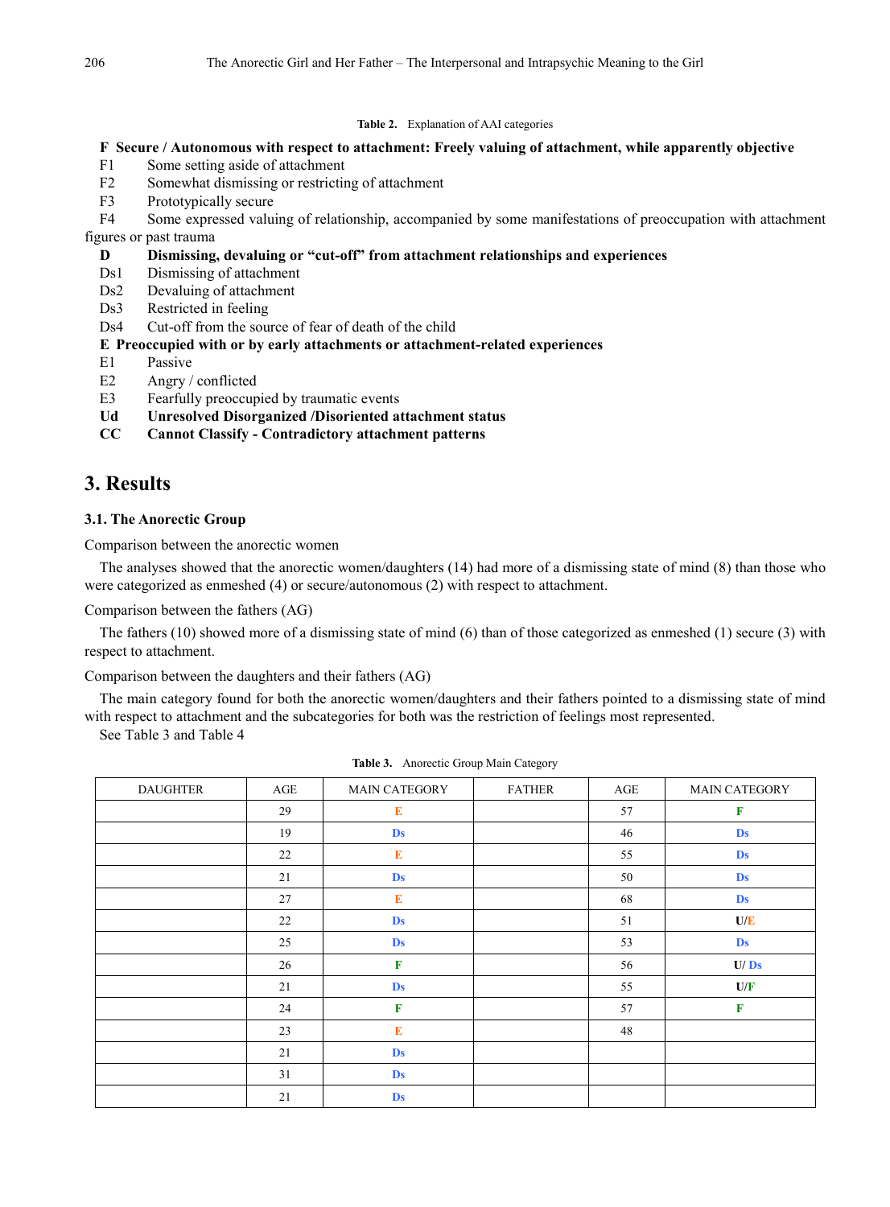**Table 2.** Explanation of AAI categories

**F Secure / Autonomous with respect to attachment: Freely valuing of attachment, while apparently objective**

F1 Some setting aside of attachment

F2 Somewhat dismissing or restricting of attachment

F3 Prototypically secure

F4 Some expressed valuing of relationship, accompanied by some manifestations of preoccupation with attachment figures or past trauma

**D Dismissing, devaluing or "cut-off" from attachment relationships and experiences**

Ds1 Dismissing of attachment

Ds2 Devaluing of attachment

Ds3 Restricted in feeling

Ds4 Cut-off from the source of fear of death of the child

**E Preoccupied with or by early attachments or attachment-related experiences**

E1 Passive

E2 Angry / conflicted

E3 Fearfully preoccupied by traumatic events

**Ud Unresolved Disorganized /Disoriented attachment status**

**CC Cannot Classify - Contradictory attachment patterns**

## 3. Results

### 3.1. The Anorectic Group

Comparison between the anorectic women

The analyses showed that the anorectic women/daughters (14) had more of a dismissing state of mind (8) than those who were categorized as enmeshed (4) or secure/autonomous (2) with respect to attachment.

Comparison between the fathers (AG)

The fathers (10) showed more of a dismissing state of mind (6) than of those categorized as enmeshed (1) secure (3) with respect to attachment.

Comparison between the daughters and their fathers (AG)

The main category found for both the anorectic women/daughters and their fathers pointed to a dismissing state of mind with respect to attachment and the subcategories for both was the restriction of feelings most represented.

See Table 3 and Table 4

**Table 3.** Anorectic Group Main Category

| DAUGHTER | AGE | MAIN CATEGORY | FATHER | AGE | MAIN CATEGORY |
|---|---|---|---|---|---|
| | 29 | E | | 57 | F |
| | 19 | Ds | | 46 | Ds |
| | 22 | E | | 55 | Ds |
| | 21 | Ds | | 50 | Ds |
| | 27 | E | | 68 | Ds |
| | 22 | Ds | | 51 | U/E |
| | 25 | Ds | | 53 | Ds |
| | 26 | F | | 56 | U/ Ds |
| | 21 | Ds | | 55 | U/F |
| | 24 | F | | 57 | F |
| | 23 | E | | 48 | |
| | 21 | Ds | | | |
| | 31 | Ds | | | |
| | 21 | Ds | | | |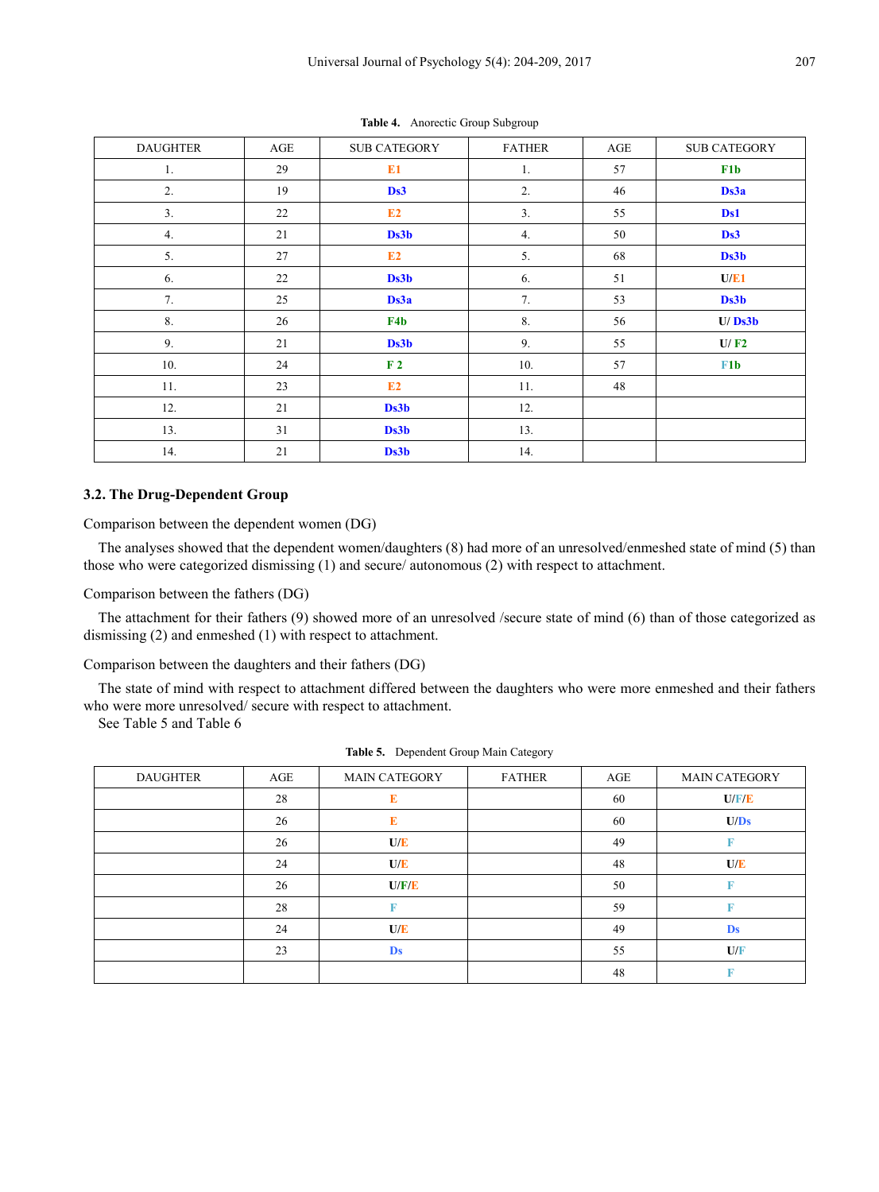**Table 4.** Anorectic Group Subgroup

| DAUGHTER | AGE | SUB CATEGORY | FATHER | AGE | SUB CATEGORY |
|---|---|---|---|---|---|
| 1. | 29 | **E1** | 1. | 57 | **F1b** |
| 2. | 19 | **Ds3** | 2. | 46 | **Ds3a** |
| 3. | 22 | **E2** | 3. | 55 | **Ds1** |
| 4. | 21 | **Ds3b** | 4. | 50 | **Ds3** |
| 5. | 27 | **E2** | 5. | 68 | **Ds3b** |
| 6. | 22 | **Ds3b** | 6. | 51 | **U/E1** |
| 7. | 25 | **Ds3a** | 7. | 53 | **Ds3b** |
| 8. | 26 | **F4b** | 8. | 56 | **U/ Ds3b** |
| 9. | 21 | **Ds3b** | 9. | 55 | **U/ F2** |
| 10. | 24 | **F 2** | 10. | 57 | **F1b** |
| 11. | 23 | **E2** | 11. | 48 | |
| 12. | 21 | **Ds3b** | 12. | | |
| 13. | 31 | **Ds3b** | 13. | | |
| 14. | 21 | **Ds3b** | 14. | | |

### 3.2. The Drug-Dependent Group

Comparison between the dependent women (DG)

The analyses showed that the dependent women/daughters (8) had more of an unresolved/enmeshed state of mind (5) than those who were categorized dismissing (1) and secure/ autonomous (2) with respect to attachment.

Comparison between the fathers (DG)

The attachment for their fathers (9) showed more of an unresolved /secure state of mind (6) than of those categorized as dismissing (2) and enmeshed (1) with respect to attachment.

Comparison between the daughters and their fathers (DG)

The state of mind with respect to attachment differed between the daughters who were more enmeshed and their fathers who were more unresolved/ secure with respect to attachment.

See Table 5 and Table 6

**Table 5.** Dependent Group Main Category

| DAUGHTER | AGE | MAIN CATEGORY | FATHER | AGE | MAIN CATEGORY |
|---|---|---|---|---|---|
| | 28 | **E** | | 60 | **U/F/E** |
| | 26 | **E** | | 60 | **U/Ds** |
| | 26 | **U/E** | | 49 | **F** |
| | 24 | **U/E** | | 48 | **U/E** |
| | 26 | **U/F/E** | | 50 | **F** |
| | 28 | **F** | | 59 | **F** |
| | 24 | **U/E** | | 49 | **Ds** |
| | 23 | **Ds** | | 55 | **U/F** |
| | | | | 48 | **F** |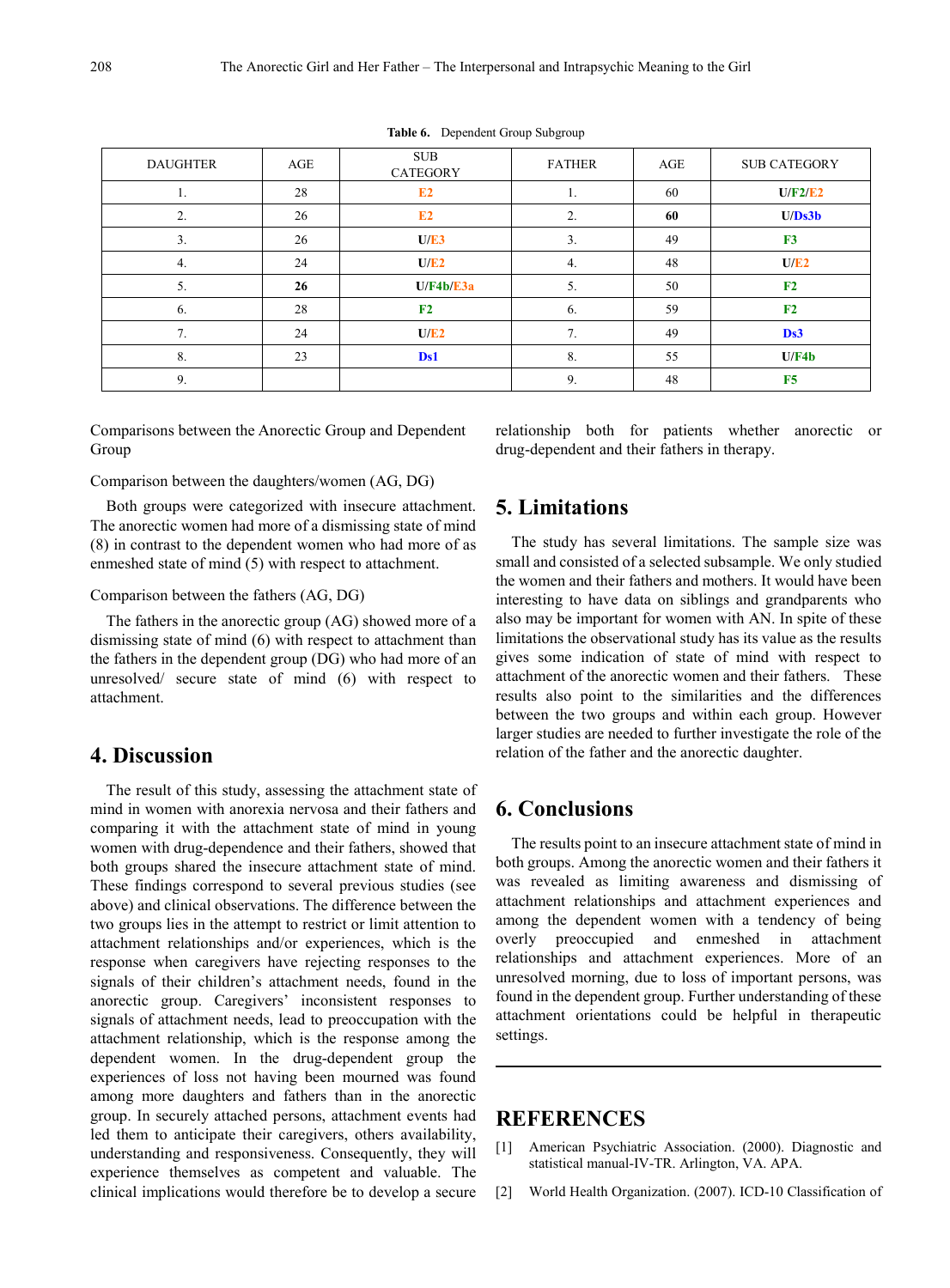**Table 6.** Dependent Group Subgroup

| DAUGHTER | AGE | SUB CATEGORY | FATHER | AGE | SUB CATEGORY |
|---|---|---|---|---|---|
| 1. | 28 | **E2** | 1. | 60 | **U/F2/E2** |
| 2. | 26 | **E2** | 2. | **60** | **U/Ds3b** |
| 3. | 26 | **U/E3** | 3. | 49 | **F3** |
| 4. | 24 | **U/E2** | 4. | 48 | **U/E2** |
| 5. | **26** | **U/F4b/E3a** | 5. | 50 | **F2** |
| 6. | 28 | **F2** | 6. | 59 | **F2** |
| 7. | 24 | **U/E2** | 7. | 49 | **Ds3** |
| 8. | 23 | **Ds1** | 8. | 55 | **U/F4b** |
| 9. | | | 9. | 48 | **F5** |

Comparisons between the Anorectic Group and Dependent Group

Comparison between the daughters/women (AG, DG)

Both groups were categorized with insecure attachment. The anorectic women had more of a dismissing state of mind (8) in contrast to the dependent women who had more of as enmeshed state of mind (5) with respect to attachment.

Comparison between the fathers (AG, DG)

The fathers in the anorectic group (AG) showed more of a dismissing state of mind (6) with respect to attachment than the fathers in the dependent group (DG) who had more of an unresolved/ secure state of mind (6) with respect to attachment.

## 4. Discussion

The result of this study, assessing the attachment state of mind in women with anorexia nervosa and their fathers and comparing it with the attachment state of mind in young women with drug-dependence and their fathers, showed that both groups shared the insecure attachment state of mind. These findings correspond to several previous studies (see above) and clinical observations. The difference between the two groups lies in the attempt to restrict or limit attention to attachment relationships and/or experiences, which is the response when caregivers have rejecting responses to the signals of their children's attachment needs, found in the anorectic group. Caregivers' inconsistent responses to signals of attachment needs, lead to preoccupation with the attachment relationship, which is the response among the dependent women. In the drug-dependent group the experiences of loss not having been mourned was found among more daughters and fathers than in the anorectic group. In securely attached persons, attachment events had led them to anticipate their caregivers, others availability, understanding and responsiveness. Consequently, they will experience themselves as competent and valuable. The clinical implications would therefore be to develop a secure relationship both for patients whether anorectic or drug-dependent and their fathers in therapy.

## 5. Limitations

The study has several limitations. The sample size was small and consisted of a selected subsample. We only studied the women and their fathers and mothers. It would have been interesting to have data on siblings and grandparents who also may be important for women with AN. In spite of these limitations the observational study has its value as the results gives some indication of state of mind with respect to attachment of the anorectic women and their fathers. These results also point to the similarities and the differences between the two groups and within each group. However larger studies are needed to further investigate the role of the relation of the father and the anorectic daughter.

## 6. Conclusions

The results point to an insecure attachment state of mind in both groups. Among the anorectic women and their fathers it was revealed as limiting awareness and dismissing of attachment relationships and attachment experiences and among the dependent women with a tendency of being overly preoccupied and enmeshed in attachment relationships and attachment experiences. More of an unresolved morning, due to loss of important persons, was found in the dependent group. Further understanding of these attachment orientations could be helpful in therapeutic settings.

## REFERENCES

[1] American Psychiatric Association. (2000). Diagnostic and statistical manual-IV-TR. Arlington, VA. APA.

[2] World Health Organization. (2007). ICD-10 Classification of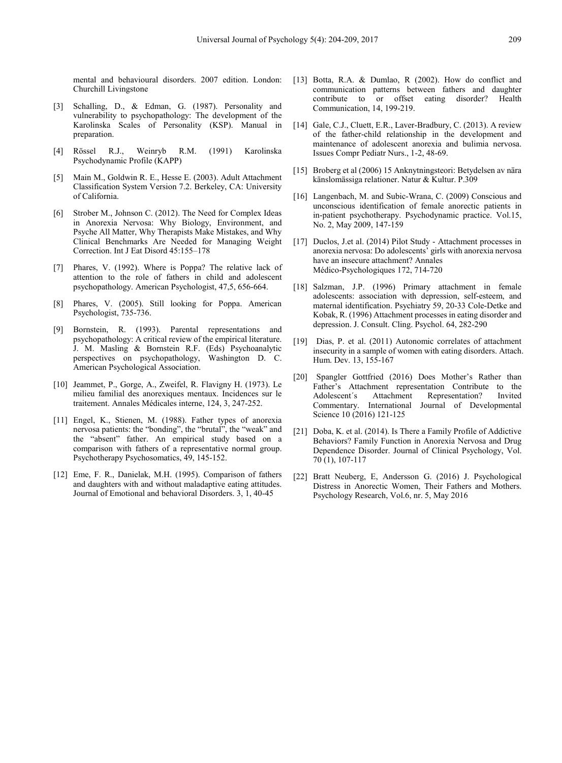mental and behavioural disorders. 2007 edition. London: Churchill Livingstone

[3] Schalling, D., & Edman, G. (1987). Personality and vulnerability to psychopathology: The development of the Karolinska Scales of Personality (KSP). Manual in preparation.

[4] Rössel R.J., Weinryb R.M. (1991) Karolinska Psychodynamic Profile (KAPP)

[5] Main M., Goldwin R. E., Hesse E. (2003). Adult Attachment Classification System Version 7.2. Berkeley, CA: University of California.

[6] Strober M., Johnson C. (2012). The Need for Complex Ideas in Anorexia Nervosa: Why Biology, Environment, and Psyche All Matter, Why Therapists Make Mistakes, and Why Clinical Benchmarks Are Needed for Managing Weight Correction. Int J Eat Disord 45:155–178

[7] Phares, V. (1992). Where is Poppa? The relative lack of attention to the role of fathers in child and adolescent psychopathology. American Psychologist, 47,5, 656-664.

[8] Phares, V. (2005). Still looking for Poppa. American Psychologist, 735-736.

[9] Bornstein, R. (1993). Parental representations and psychopathology: A critical review of the empirical literature. J. M. Masling & Bornstein R.F. (Eds) Psychoanalytic perspectives on psychopathology, Washington D. C. American Psychological Association.

[10] Jeammet, P., Gorge, A., Zweifel, R. Flavigny H. (1973). Le milieu familial des anorexiques mentaux. Incidences sur le traitement. Annales Médicales interne, 124, 3, 247-252.

[11] Engel, K., Stienen, M. (1988). Father types of anorexia nervosa patients: the "bonding", the "brutal", the "weak" and the "absent" father. An empirical study based on a comparison with fathers of a representative normal group. Psychotherapy Psychosomatics, 49, 145-152.

[12] Eme, F. R., Danielak, M.H. (1995). Comparison of fathers and daughters with and without maladaptive eating attitudes. Journal of Emotional and behavioral Disorders. 3, 1, 40-45

[13] Botta, R.A. & Dumlao, R (2002). How do conflict and communication patterns between fathers and daughter contribute to or offset eating disorder? Health Communication, 14, 199-219.

[14] Gale, C.J., Cluett, E.R., Laver-Bradbury, C. (2013). A review of the father-child relationship in the development and maintenance of adolescent anorexia and bulimia nervosa. Issues Compr Pediatr Nurs., 1-2, 48-69.

[15] Broberg et al (2006) 15 Anknytningsteori: Betydelsen av nära känslomässiga relationer. Natur & Kultur. P.309

[16] Langenbach, M. and Subic-Wrana, C. (2009) Conscious and unconscious identification of female anorectic patients in in-patient psychotherapy. Psychodynamic practice. Vol.15, No. 2, May 2009, 147-159

[17] Duclos, J.et al. (2014) Pilot Study - Attachment processes in anorexia nervosa: Do adolescents' girls with anorexia nervosa have an insecure attachment? Annales Médico-Psychologiques 172, 714-720

[18] Salzman, J.P. (1996) Primary attachment in female adolescents: association with depression, self-esteem, and maternal identification. Psychiatry 59, 20-33 Cole-Detke and Kobak, R. (1996) Attachment processes in eating disorder and depression. J. Consult. Cling. Psychol. 64, 282-290

[19] Dias, P. et al. (2011) Autonomic correlates of attachment insecurity in a sample of women with eating disorders. Attach. Hum. Dev. 13, 155-167

[20] Spangler Gottfried (2016) Does Mother's Rather than Father's Attachment representation Contribute to the Adolescent´s Attachment Representation? Invited Commentary. International Journal of Developmental Science 10 (2016) 121-125

[21] Doba, K. et al. (2014). Is There a Family Profile of Addictive Behaviors? Family Function in Anorexia Nervosa and Drug Dependence Disorder. Journal of Clinical Psychology, Vol. 70 (1), 107-117

[22] Bratt Neuberg, E, Andersson G. (2016) J. Psychological Distress in Anorectic Women, Their Fathers and Mothers. Psychology Research, Vol.6, nr. 5, May 2016